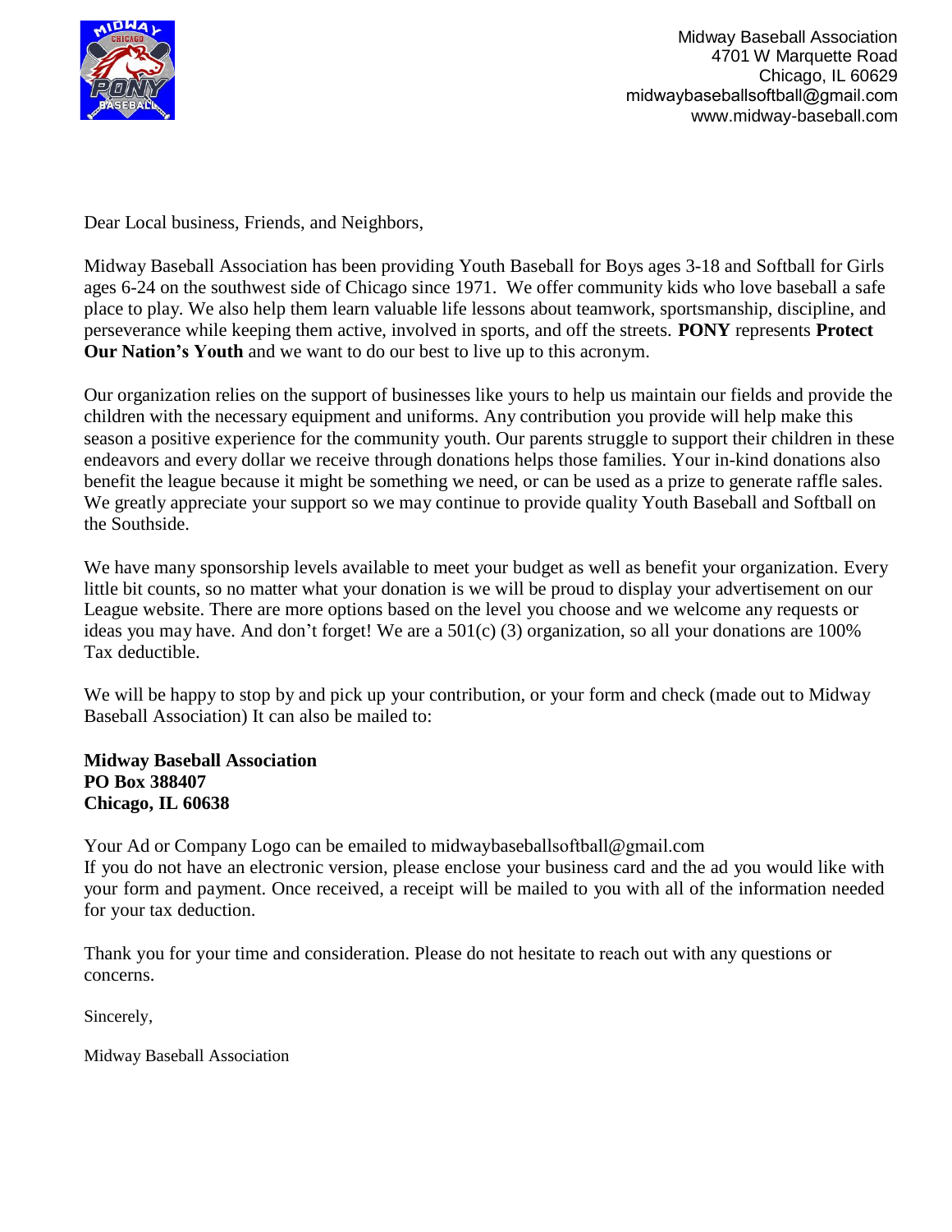Midway Baseball Association
4701 W Marquette Road
Chicago, IL 60629
midwaybaseballsoftball@gmail.com
www.midway-baseball.com

Dear Local business, Friends, and Neighbors,

Midway Baseball Association has been providing Youth Baseball for Boys ages 3-18 and Softball for Girls ages 6-24 on the southwest side of Chicago since 1971. We offer community kids who love baseball a safe place to play. We also help them learn valuable life lessons about teamwork, sportsmanship, discipline, and perseverance while keeping them active, involved in sports, and off the streets. **PONY** represents **Protect Our Nation's Youth** and we want to do our best to live up to this acronym.

Our organization relies on the support of businesses like yours to help us maintain our fields and provide the children with the necessary equipment and uniforms. Any contribution you provide will help make this season a positive experience for the community youth. Our parents struggle to support their children in these endeavors and every dollar we receive through donations helps those families. Your in-kind donations also benefit the league because it might be something we need, or can be used as a prize to generate raffle sales. We greatly appreciate your support so we may continue to provide quality Youth Baseball and Softball on the Southside.

We have many sponsorship levels available to meet your budget as well as benefit your organization. Every little bit counts, so no matter what your donation is we will be proud to display your advertisement on our League website. There are more options based on the level you choose and we welcome any requests or ideas you may have. And don't forget! We are a 501(c) (3) organization, so all your donations are 100% Tax deductible.

We will be happy to stop by and pick up your contribution, or your form and check (made out to Midway Baseball Association) It can also be mailed to:

**Midway Baseball Association**
**PO Box 388407**
**Chicago, IL 60638**

Your Ad or Company Logo can be emailed to midwaybaseballsoftball@gmail.com
If you do not have an electronic version, please enclose your business card and the ad you would like with your form and payment. Once received, a receipt will be mailed to you with all of the information needed for your tax deduction.

Thank you for your time and consideration. Please do not hesitate to reach out with any questions or concerns.

Sincerely,

Midway Baseball Association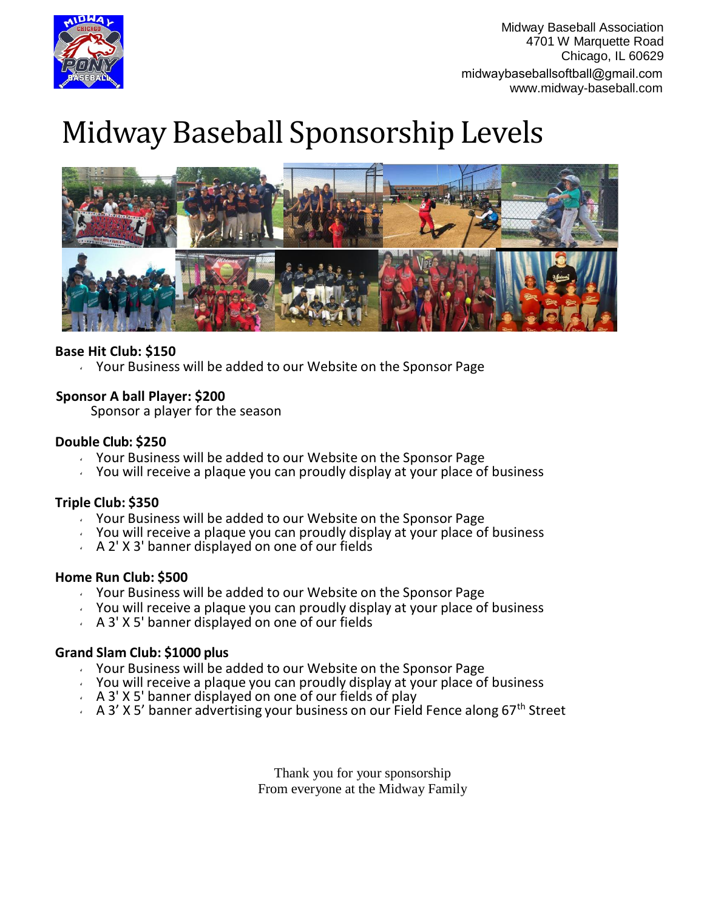Midway Baseball Association
4701 W Marquette Road
Chicago, IL 60629
midwaybaseballsoftball@gmail.com
www.midway-baseball.com

# Midway Baseball Sponsorship Levels

**Base Hit Club: $150**

- Your Business will be added to our Website on the Sponsor Page

**Sponsor A ball Player: $200**

Sponsor a player for the season

**Double Club: $250**

- Your Business will be added to our Website on the Sponsor Page
- You will receive a plaque you can proudly display at your place of business

**Triple Club: $350**

- Your Business will be added to our Website on the Sponsor Page
- You will receive a plaque you can proudly display at your place of business
- A 2' X 3' banner displayed on one of our fields

**Home Run Club: $500**

- Your Business will be added to our Website on the Sponsor Page
- You will receive a plaque you can proudly display at your place of business
- A 3' X 5' banner displayed on one of our fields

**Grand Slam Club: $1000 plus**

- Your Business will be added to our Website on the Sponsor Page
- You will receive a plaque you can proudly display at your place of business
- A 3' X 5' banner displayed on one of our fields of play
- A 3' X 5' banner advertising your business on our Field Fence along 67th Street

Thank you for your sponsorship
From everyone at the Midway Family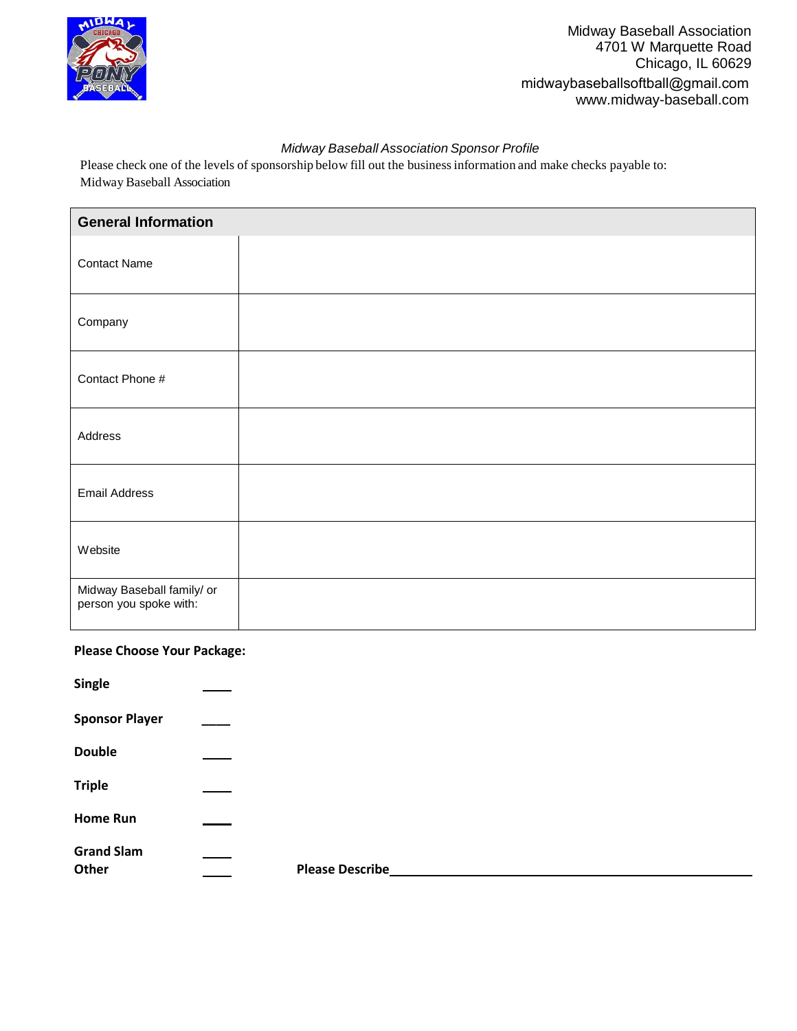Midway Baseball Association
4701 W Marquette Road
Chicago, IL 60629
midwaybaseballsoftball@gmail.com
www.midway-baseball.com

*Midway Baseball Association Sponsor Profile*

Please check one of the levels of sponsorship below fill out the business information and make checks payable to: Midway Baseball Association

| General Information | |
|---|---|
| Contact Name | |
| Company | |
| Contact Phone # | |
| Address | |
| Email Address | |
| Website | |
| Midway Baseball family/ or person you spoke with: | |

**Please Choose Your Package:**

**Single** ____

**Sponsor Player** ____

**Double** ____

**Triple** ____

**Home Run** ____

**Grand Slam** ____

**Other** ____ **Please Describe**______________________________________________